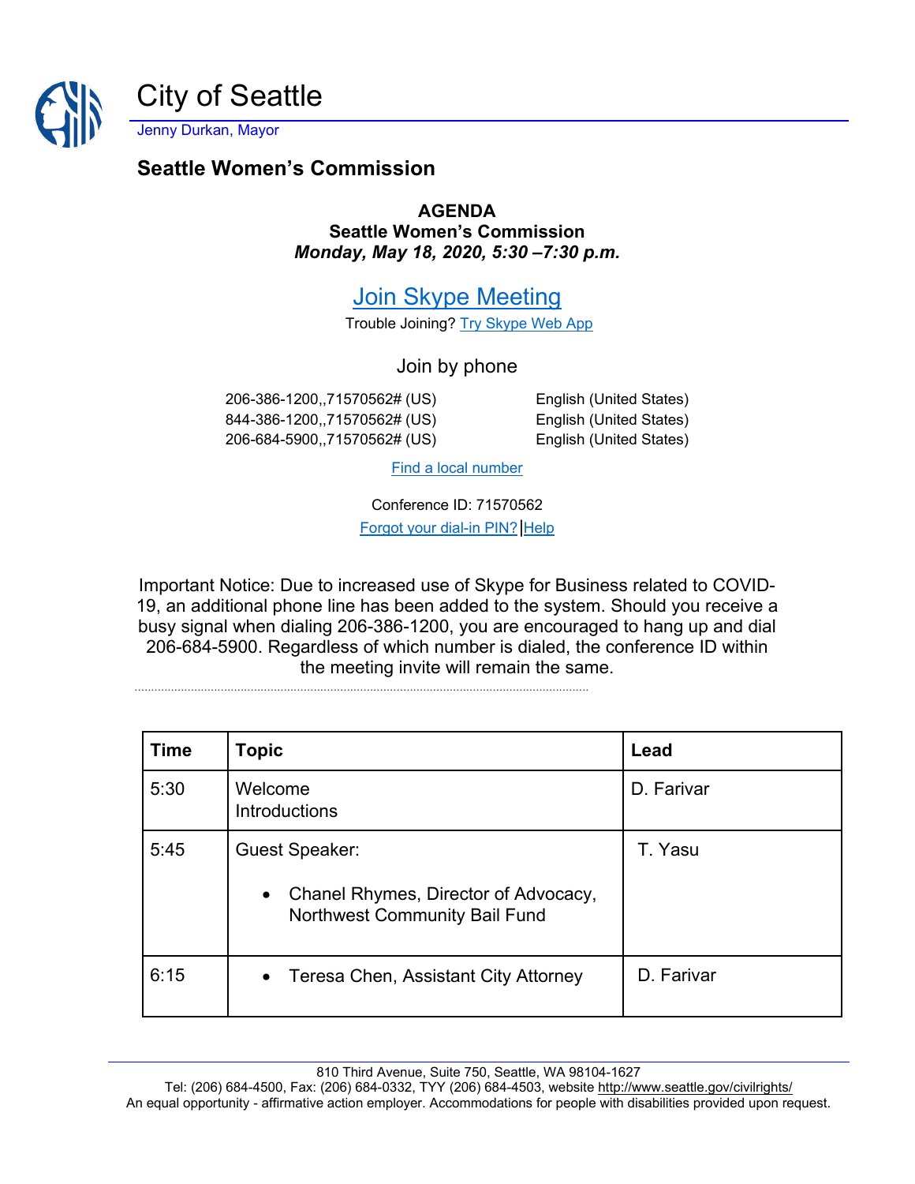# City of Seattle

Jenny Durkan, Mayor

## Seattle Women's Commission

**AGENDA**
**Seattle Women's Commission**
***Monday, May 18, 2020, 5:30 –7:30 p.m.***

[Join Skype Meeting]

Trouble Joining? [Try Skype Web App]

Join by phone

206-386-1200,,71570562# (US) English (United States)
844-386-1200,,71570562# (US) English (United States)
206-684-5900,,71570562# (US) English (United States)

[Find a local number]

Conference ID: 71570562

[Forgot your dial-in PIN?] | [Help]

Important Notice: Due to increased use of Skype for Business related to COVID-19, an additional phone line has been added to the system. Should you receive a busy signal when dialing 206-386-1200, you are encouraged to hang up and dial 206-684-5900. Regardless of which number is dialed, the conference ID within the meeting invite will remain the same.

| Time | Topic | Lead |
|---|---|---|
| 5:30 | Welcome<br>Introductions | D. Farivar |
| 5:45 | Guest Speaker:<br>• Chanel Rhymes, Director of Advocacy, Northwest Community Bail Fund | T. Yasu |
| 6:15 | • Teresa Chen, Assistant City Attorney | D. Farivar |

810 Third Avenue, Suite 750, Seattle, WA 98104-1627
Tel: (206) 684-4500, Fax: (206) 684-0332, TYY (206) 684-4503, website http://www.seattle.gov/civilrights/
An equal opportunity - affirmative action employer. Accommodations for people with disabilities provided upon request.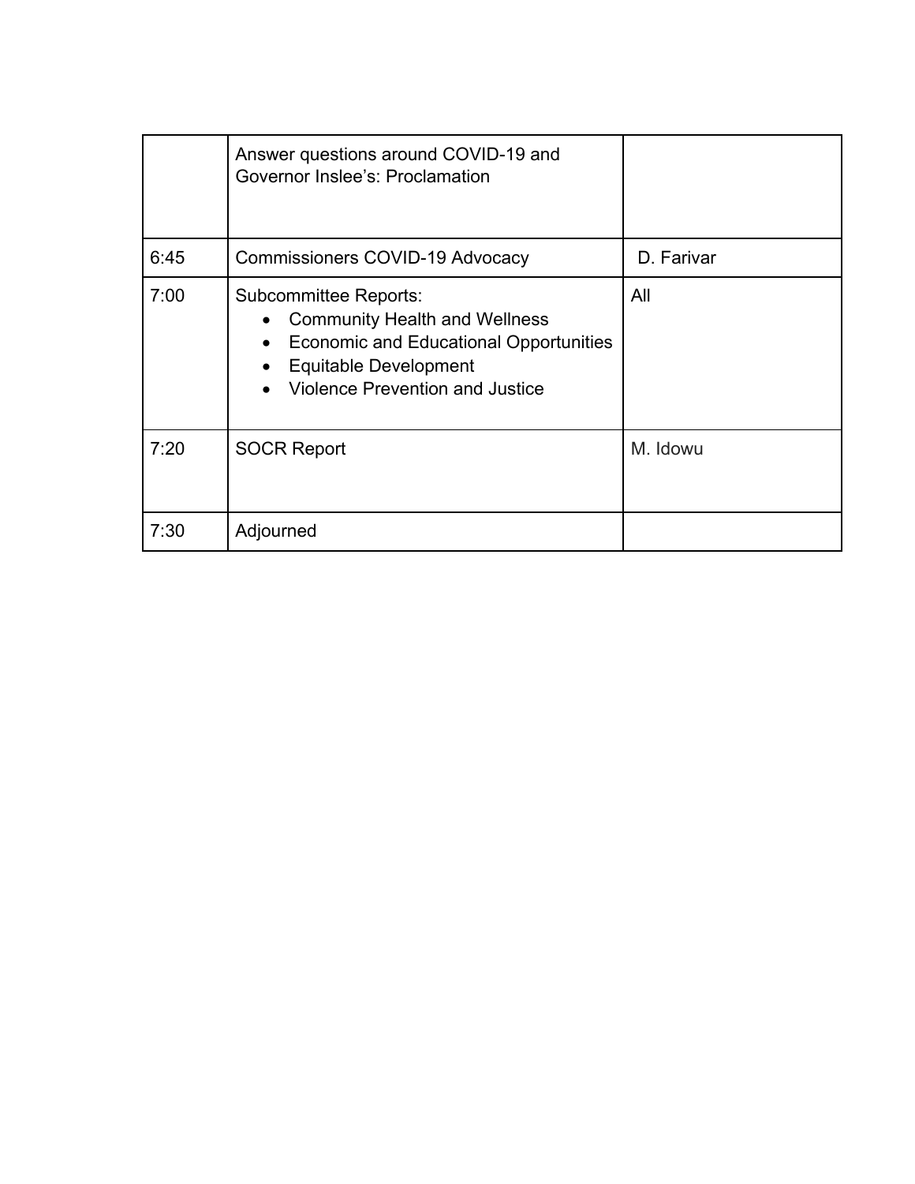| | | |
|---|---|---|
| | Answer questions around COVID-19 and Governor Inslee's: Proclamation | |
| 6:45 | Commissioners COVID-19 Advocacy | D. Farivar |
| 7:00 | Subcommittee Reports:<br>• Community Health and Wellness<br>• Economic and Educational Opportunities<br>• Equitable Development<br>• Violence Prevention and Justice | All |
| 7:20 | SOCR Report | M. Idowu |
| 7:30 | Adjourned | |